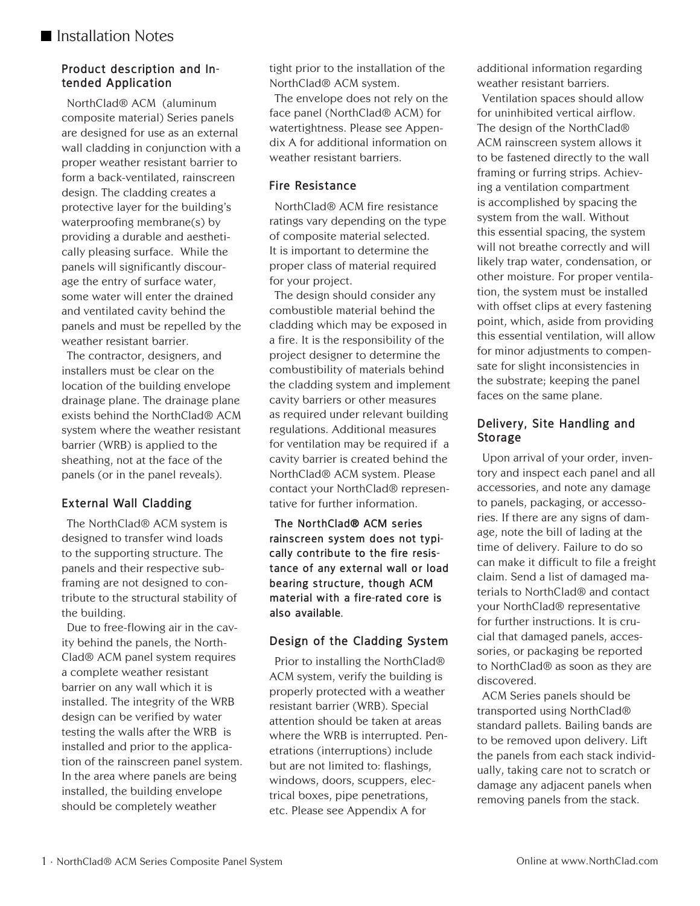# Installation Notes

## Product description and Intended Application

NorthClad® ACM (aluminum composite material) Series panels are designed for use as an external wall cladding in conjunction with a proper weather resistant barrier to form a back-ventilated, rainscreen design. The cladding creates a protective layer for the building's waterproofing membrane(s) by providing a durable and aesthetically pleasing surface. While the panels will significantly discourage the entry of surface water, some water will enter the drained and ventilated cavity behind the panels and must be repelled by the weather resistant barrier.

The contractor, designers, and installers must be clear on the location of the building envelope drainage plane. The drainage plane exists behind the NorthClad® ACM system where the weather resistant barrier (WRB) is applied to the sheathing, not at the face of the panels (or in the panel reveals).

## External Wall Cladding

The NorthClad® ACM system is designed to transfer wind loads to the supporting structure. The panels and their respective subframing are not designed to contribute to the structural stability of the building.

Due to free-flowing air in the cavity behind the panels, the NorthClad® ACM panel system requires a complete weather resistant barrier on any wall which it is installed. The integrity of the WRB design can be verified by water testing the walls after the WRB is installed and prior to the application of the rainscreen panel system. In the area where panels are being installed, the building envelope should be completely weather tight prior to the installation of the NorthClad® ACM system.

The envelope does not rely on the face panel (NorthClad® ACM) for watertightness. Please see Appendix A for additional information on weather resistant barriers.

## Fire Resistance

NorthClad® ACM fire resistance ratings vary depending on the type of composite material selected. It is important to determine the proper class of material required for your project.

The design should consider any combustible material behind the cladding which may be exposed in a fire. It is the responsibility of the project designer to determine the combustibility of materials behind the cladding system and implement cavity barriers or other measures as required under relevant building regulations. Additional measures for ventilation may be required if a cavity barrier is created behind the NorthClad® ACM system. Please contact your NorthClad® representative for further information.

**The NorthClad® ACM series rainscreen system does not typically contribute to the fire resistance of any external wall or load bearing structure, though ACM material with a fire-rated core is also available.**

## Design of the Cladding System

Prior to installing the NorthClad® ACM system, verify the building is properly protected with a weather resistant barrier (WRB). Special attention should be taken at areas where the WRB is interrupted. Penetrations (interruptions) include but are not limited to: flashings, windows, doors, scuppers, electrical boxes, pipe penetrations, etc. Please see Appendix A for additional information regarding weather resistant barriers.

Ventilation spaces should allow for uninhibited vertical airflow. The design of the NorthClad® ACM rainscreen system allows it to be fastened directly to the wall framing or furring strips. Achieving a ventilation compartment is accomplished by spacing the system from the wall. Without this essential spacing, the system will not breathe correctly and will likely trap water, condensation, or other moisture. For proper ventilation, the system must be installed with offset clips at every fastening point, which, aside from providing this essential ventilation, will allow for minor adjustments to compensate for slight inconsistencies in the substrate; keeping the panel faces on the same plane.

## Delivery, Site Handling and Storage

Upon arrival of your order, inventory and inspect each panel and all accessories, and note any damage to panels, packaging, or accessories. If there are any signs of damage, note the bill of lading at the time of delivery. Failure to do so can make it difficult to file a freight claim. Send a list of damaged materials to NorthClad® and contact your NorthClad® representative for further instructions. It is crucial that damaged panels, accessories, or packaging be reported to NorthClad® as soon as they are discovered.

ACM Series panels should be transported using NorthClad® standard pallets. Bailing bands are to be removed upon delivery. Lift the panels from each stack individually, taking care not to scratch or damage any adjacent panels when removing panels from the stack.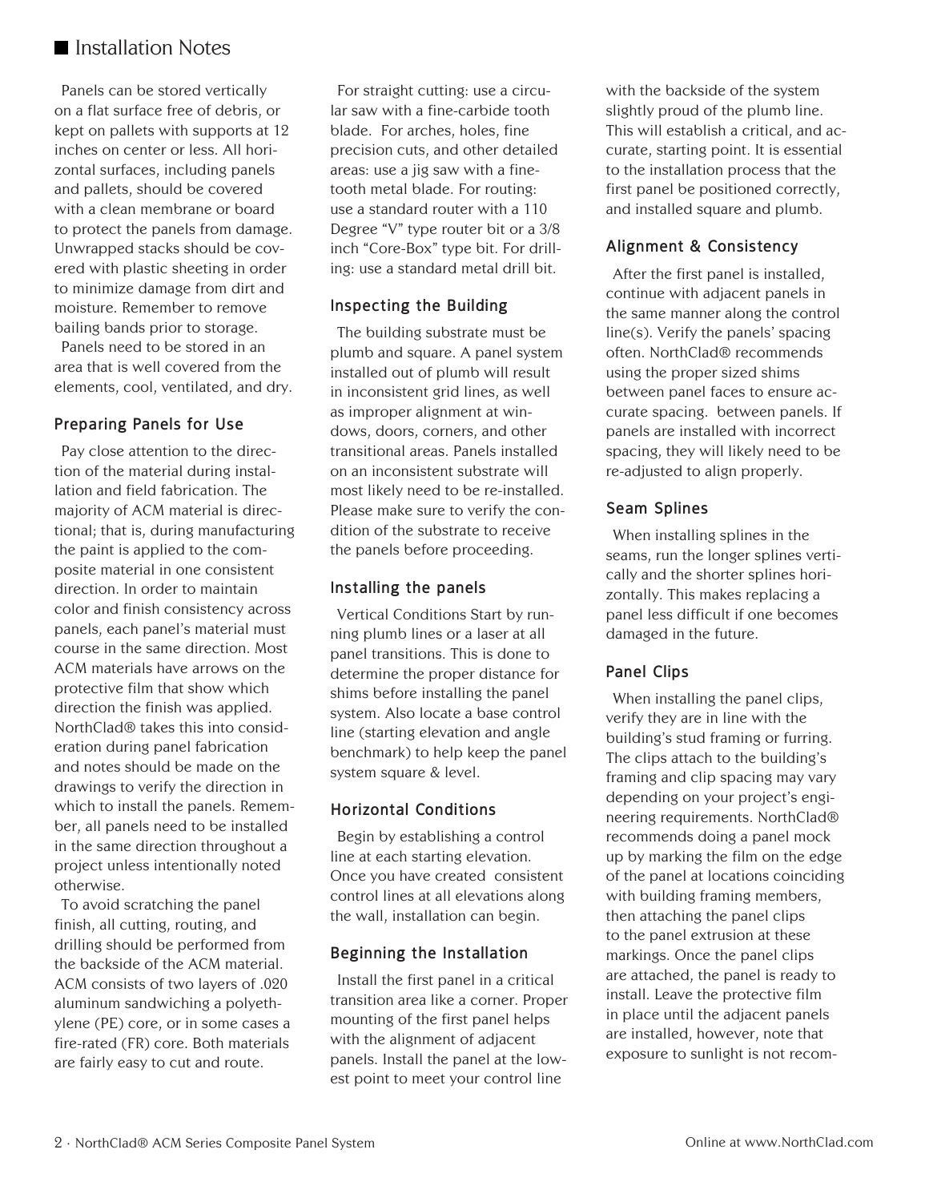# Installation Notes

Panels can be stored vertically on a flat surface free of debris, or kept on pallets with supports at 12 inches on center or less. All horizontal surfaces, including panels and pallets, should be covered with a clean membrane or board to protect the panels from damage. Unwrapped stacks should be covered with plastic sheeting in order to minimize damage from dirt and moisture. Remember to remove bailing bands prior to storage.

Panels need to be stored in an area that is well covered from the elements, cool, ventilated, and dry.

## Preparing Panels for Use

Pay close attention to the direction of the material during installation and field fabrication. The majority of ACM material is directional; that is, during manufacturing the paint is applied to the composite material in one consistent direction. In order to maintain color and finish consistency across panels, each panel's material must course in the same direction. Most ACM materials have arrows on the protective film that show which direction the finish was applied. NorthClad® takes this into consideration during panel fabrication and notes should be made on the drawings to verify the direction in which to install the panels. Remember, all panels need to be installed in the same direction throughout a project unless intentionally noted otherwise.

To avoid scratching the panel finish, all cutting, routing, and drilling should be performed from the backside of the ACM material. ACM consists of two layers of .020 aluminum sandwiching a polyethylene (PE) core, or in some cases a fire-rated (FR) core. Both materials are fairly easy to cut and route.

For straight cutting: use a circular saw with a fine-carbide tooth blade. For arches, holes, fine precision cuts, and other detailed areas: use a jig saw with a fine-tooth metal blade. For routing: use a standard router with a 110 Degree "V" type router bit or a 3/8 inch "Core-Box" type bit. For drilling: use a standard metal drill bit.

## Inspecting the Building

The building substrate must be plumb and square. A panel system installed out of plumb will result in inconsistent grid lines, as well as improper alignment at windows, doors, corners, and other transitional areas. Panels installed on an inconsistent substrate will most likely need to be re-installed. Please make sure to verify the condition of the substrate to receive the panels before proceeding.

## Installing the panels

Vertical Conditions Start by running plumb lines or a laser at all panel transitions. This is done to determine the proper distance for shims before installing the panel system. Also locate a base control line (starting elevation and angle benchmark) to help keep the panel system square & level.

## Horizontal Conditions

Begin by establishing a control line at each starting elevation. Once you have created consistent control lines at all elevations along the wall, installation can begin.

## Beginning the Installation

Install the first panel in a critical transition area like a corner. Proper mounting of the first panel helps with the alignment of adjacent panels. Install the panel at the lowest point to meet your control line with the backside of the system slightly proud of the plumb line. This will establish a critical, and accurate, starting point. It is essential to the installation process that the first panel be positioned correctly, and installed square and plumb.

## Alignment & Consistency

After the first panel is installed, continue with adjacent panels in the same manner along the control line(s). Verify the panels' spacing often. NorthClad® recommends using the proper sized shims between panel faces to ensure accurate spacing. between panels. If panels are installed with incorrect spacing, they will likely need to be re-adjusted to align properly.

## Seam Splines

When installing splines in the seams, run the longer splines vertically and the shorter splines horizontally. This makes replacing a panel less difficult if one becomes damaged in the future.

## Panel Clips

When installing the panel clips, verify they are in line with the building's stud framing or furring. The clips attach to the building's framing and clip spacing may vary depending on your project's engineering requirements. NorthClad® recommends doing a panel mock up by marking the film on the edge of the panel at locations coinciding with building framing members, then attaching the panel clips to the panel extrusion at these markings. Once the panel clips are attached, the panel is ready to install. Leave the protective film in place until the adjacent panels are installed, however, note that exposure to sunlight is not recom-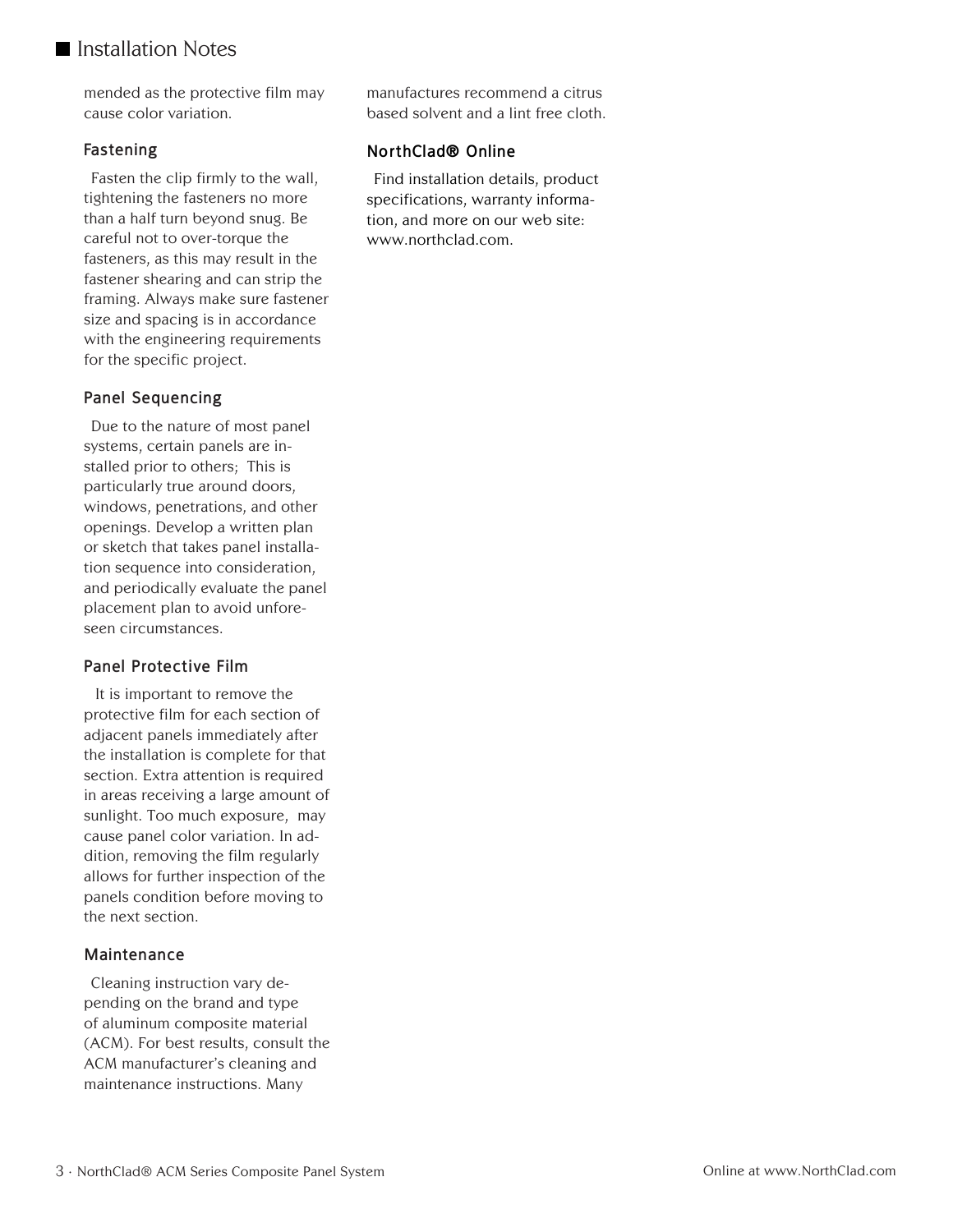## Installation Notes

mended as the protective film may cause color variation.

### Fastening

Fasten the clip firmly to the wall, tightening the fasteners no more than a half turn beyond snug. Be careful not to over-torque the fasteners, as this may result in the fastener shearing and can strip the framing. Always make sure fastener size and spacing is in accordance with the engineering requirements for the specific project.

### Panel Sequencing

Due to the nature of most panel systems, certain panels are installed prior to others; This is particularly true around doors, windows, penetrations, and other openings. Develop a written plan or sketch that takes panel installation sequence into consideration, and periodically evaluate the panel placement plan to avoid unforeseen circumstances.

### Panel Protective Film

It is important to remove the protective film for each section of adjacent panels immediately after the installation is complete for that section. Extra attention is required in areas receiving a large amount of sunlight. Too much exposure, may cause panel color variation. In addition, removing the film regularly allows for further inspection of the panels condition before moving to the next section.

### Maintenance

Cleaning instruction vary depending on the brand and type of aluminum composite material (ACM). For best results, consult the ACM manufacturer's cleaning and maintenance instructions. Many manufactures recommend a citrus based solvent and a lint free cloth.

### NorthClad® Online

Find installation details, product specifications, warranty information, and more on our web site: www.northclad.com.